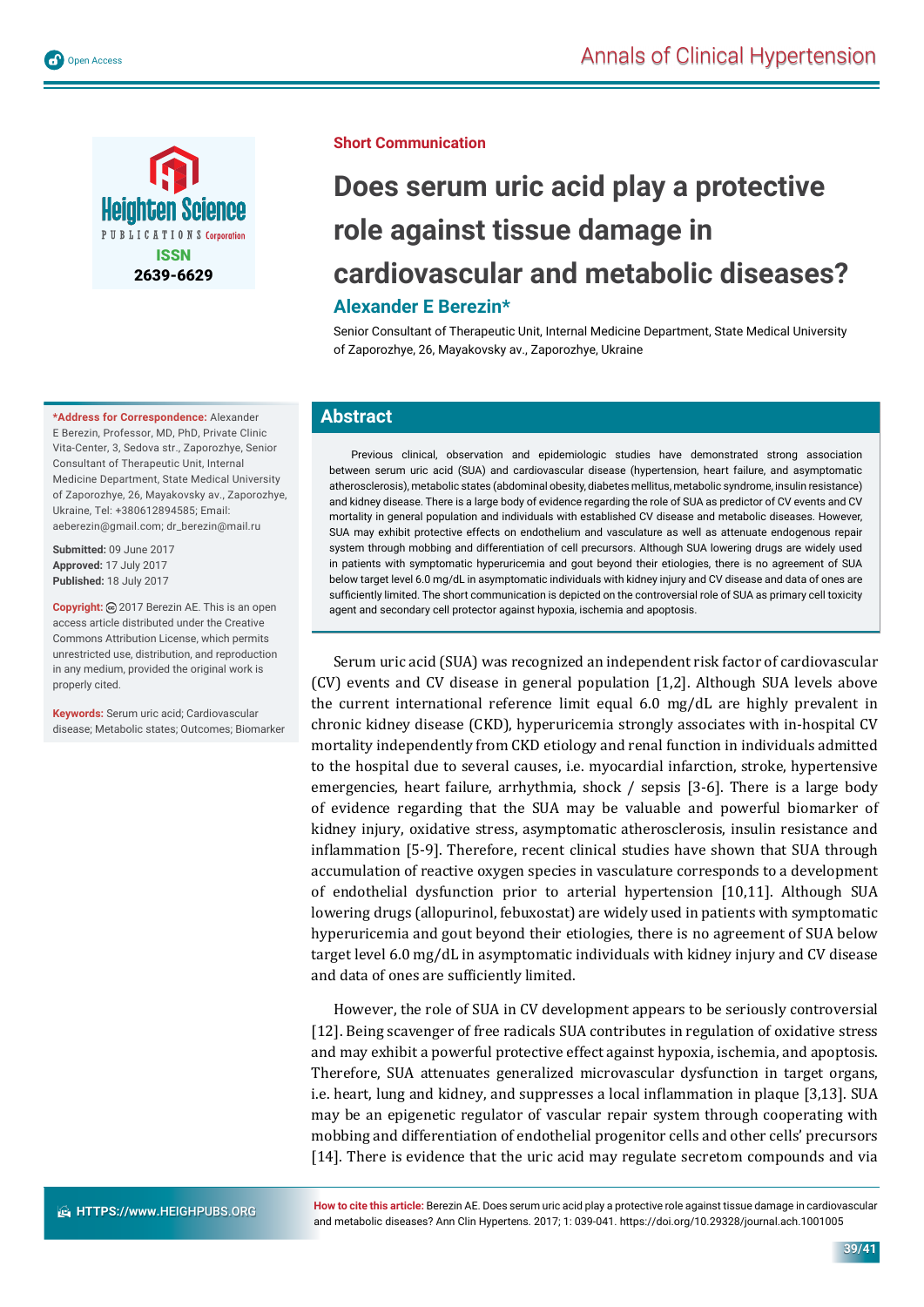Short Communication

# Does serum uric acid play a protective role against tissue damage in cardiovascular and metabolic diseases?

## Alexander E Berezin*

Senior Consultant of Therapeutic Unit, Internal Medicine Department, State Medical University of Zaporozhye, 26, Mayakovsky av., Zaporozhye, Ukraine

**\*Address for Correspondence:** Alexander E Berezin, Professor, MD, PhD, Private Clinic Vita-Center, 3, Sedova str., Zaporozhye, Senior Consultant of Therapeutic Unit, Internal Medicine Department, State Medical University of Zaporozhye, 26, Mayakovsky av., Zaporozhye, Ukraine, Tel: +380612894585; Email: aeberezin@gmail.com; dr_berezin@mail.ru

**Submitted:** 09 June 2017
**Approved:** 17 July 2017
**Published:** 18 July 2017

**Copyright:** © 2017 Berezin AE. This is an open access article distributed under the Creative Commons Attribution License, which permits unrestricted use, distribution, and reproduction in any medium, provided the original work is properly cited.

**Keywords:** Serum uric acid; Cardiovascular disease; Metabolic states; Outcomes; Biomarker

## Abstract

Previous clinical, observation and epidemiologic studies have demonstrated strong association between serum uric acid (SUA) and cardiovascular disease (hypertension, heart failure, and asymptomatic atherosclerosis), metabolic states (abdominal obesity, diabetes mellitus, metabolic syndrome, insulin resistance) and kidney disease. There is a large body of evidence regarding the role of SUA as predictor of CV events and CV mortality in general population and individuals with established CV disease and metabolic diseases. However, SUA may exhibit protective effects on endothelium and vasculature as well as attenuate endogenous repair system through mobbing and differentiation of cell precursors. Although SUA lowering drugs are widely used in patients with symptomatic hyperuricemia and gout beyond their etiologies, there is no agreement of SUA below target level 6.0 mg/dL in asymptomatic individuals with kidney injury and CV disease and data of ones are sufficiently limited. The short communication is depicted on the controversial role of SUA as primary cell toxicity agent and secondary cell protector against hypoxia, ischemia and apoptosis.

Serum uric acid (SUA) was recognized an independent risk factor of cardiovascular (CV) events and CV disease in general population [1,2]. Although SUA levels above the current international reference limit equal 6.0 mg/dL are highly prevalent in chronic kidney disease (CKD), hyperuricemia strongly associates with in-hospital CV mortality independently from CKD etiology and renal function in individuals admitted to the hospital due to several causes, i.e. myocardial infarction, stroke, hypertensive emergencies, heart failure, arrhythmia, shock / sepsis [3-6]. There is a large body of evidence regarding that the SUA may be valuable and powerful biomarker of kidney injury, oxidative stress, asymptomatic atherosclerosis, insulin resistance and inflammation [5-9]. Therefore, recent clinical studies have shown that SUA through accumulation of reactive oxygen species in vasculature corresponds to a development of endothelial dysfunction prior to arterial hypertension [10,11]. Although SUA lowering drugs (allopurinol, febuxostat) are widely used in patients with symptomatic hyperuricemia and gout beyond their etiologies, there is no agreement of SUA below target level 6.0 mg/dL in asymptomatic individuals with kidney injury and CV disease and data of ones are sufficiently limited.

However, the role of SUA in CV development appears to be seriously controversial [12]. Being scavenger of free radicals SUA contributes in regulation of oxidative stress and may exhibit a powerful protective effect against hypoxia, ischemia, and apoptosis. Therefore, SUA attenuates generalized microvascular dysfunction in target organs, i.e. heart, lung and kidney, and suppresses a local inflammation in plaque [3,13]. SUA may be an epigenetic regulator of vascular repair system through cooperating with mobbing and differentiation of endothelial progenitor cells and other cells' precursors [14]. There is evidence that the uric acid may regulate secretom compounds and via

**How to cite this article:** Berezin AE. Does serum uric acid play a protective role against tissue damage in cardiovascular and metabolic diseases? Ann Clin Hypertens. 2017; 1: 039-041. https://doi.org/10.29328/journal.ach.1001005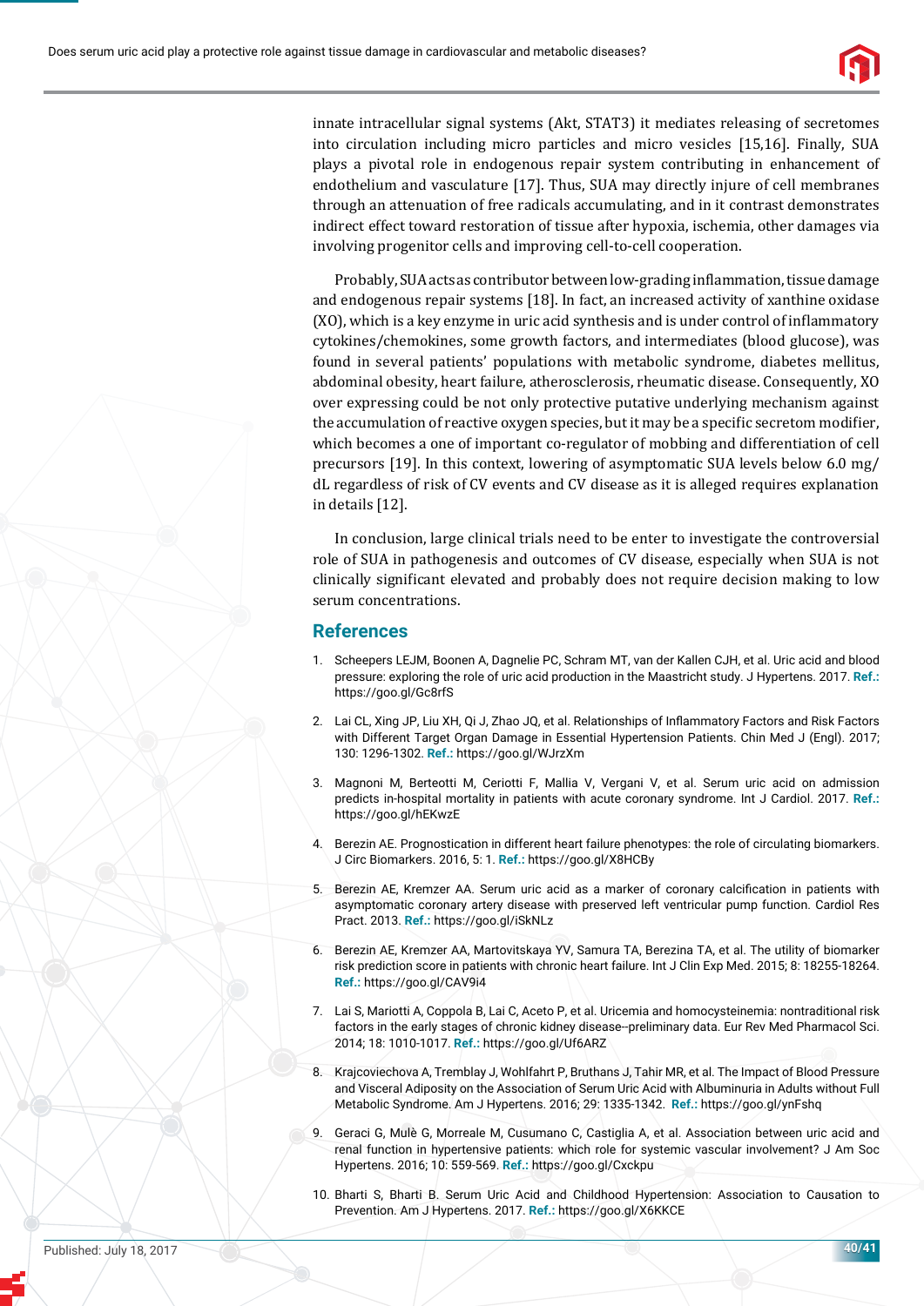innate intracellular signal systems (Akt, STAT3) it mediates releasing of secretomes into circulation including micro particles and micro vesicles [15,16]. Finally, SUA plays a pivotal role in endogenous repair system contributing in enhancement of endothelium and vasculature [17]. Thus, SUA may directly injure of cell membranes through an attenuation of free radicals accumulating, and in it contrast demonstrates indirect effect toward restoration of tissue after hypoxia, ischemia, other damages via involving progenitor cells and improving cell-to-cell cooperation.

Probably, SUA acts as contributor between low-grading inflammation, tissue damage and endogenous repair systems [18]. In fact, an increased activity of xanthine oxidase (XO), which is a key enzyme in uric acid synthesis and is under control of inflammatory cytokines/chemokines, some growth factors, and intermediates (blood glucose), was found in several patients' populations with metabolic syndrome, diabetes mellitus, abdominal obesity, heart failure, atherosclerosis, rheumatic disease. Consequently, XO over expressing could be not only protective putative underlying mechanism against the accumulation of reactive oxygen species, but it may be a specific secretom modifier, which becomes a one of important co-regulator of mobbing and differentiation of cell precursors [19]. In this context, lowering of asymptomatic SUA levels below 6.0 mg/dL regardless of risk of CV events and CV disease as it is alleged requires explanation in details [12].

In conclusion, large clinical trials need to be enter to investigate the controversial role of SUA in pathogenesis and outcomes of CV disease, especially when SUA is not clinically significant elevated and probably does not require decision making to low serum concentrations.

## References

1. Scheepers LEJM, Boonen A, Dagnelie PC, Schram MT, van der Kallen CJH, et al. Uric acid and blood pressure: exploring the role of uric acid production in the Maastricht study. J Hypertens. 2017. **Ref.:** https://goo.gl/Gc8rfS
2. Lai CL, Xing JP, Liu XH, Qi J, Zhao JQ, et al. Relationships of Inflammatory Factors and Risk Factors with Different Target Organ Damage in Essential Hypertension Patients. Chin Med J (Engl). 2017; 130: 1296-1302. **Ref.:** https://goo.gl/WJrzXm
3. Magnoni M, Berteotti M, Ceriotti F, Mallia V, Vergani V, et al. Serum uric acid on admission predicts in-hospital mortality in patients with acute coronary syndrome. Int J Cardiol. 2017. **Ref.:** https://goo.gl/hEKwzE
4. Berezin AE. Prognostication in different heart failure phenotypes: the role of circulating biomarkers. J Circ Biomarkers. 2016, 5: 1. **Ref.:** https://goo.gl/X8HCBy
5. Berezin AE, Kremzer AA. Serum uric acid as a marker of coronary calcification in patients with asymptomatic coronary artery disease with preserved left ventricular pump function. Cardiol Res Pract. 2013. **Ref.:** https://goo.gl/iSkNLz
6. Berezin AE, Kremzer AA, Martovitskaya YV, Samura TA, Berezina TA, et al. The utility of biomarker risk prediction score in patients with chronic heart failure. Int J Clin Exp Med. 2015; 8: 18255-18264. **Ref.:** https://goo.gl/CAV9i4
7. Lai S, Mariotti A, Coppola B, Lai C, Aceto P, et al. Uricemia and homocysteinemia: nontraditional risk factors in the early stages of chronic kidney disease--preliminary data. Eur Rev Med Pharmacol Sci. 2014; 18: 1010-1017. **Ref.:** https://goo.gl/Uf6ARZ
8. Krajcoviechova A, Tremblay J, Wohlfahrt P, Bruthans J, Tahir MR, et al. The Impact of Blood Pressure and Visceral Adiposity on the Association of Serum Uric Acid with Albuminuria in Adults without Full Metabolic Syndrome. Am J Hypertens. 2016; 29: 1335-1342. **Ref.:** https://goo.gl/ynFshq
9. Geraci G, Mulè G, Morreale M, Cusumano C, Castiglia A, et al. Association between uric acid and renal function in hypertensive patients: which role for systemic vascular involvement? J Am Soc Hypertens. 2016; 10: 559-569. **Ref.:** https://goo.gl/Cxckpu
10. Bharti S, Bharti B. Serum Uric Acid and Childhood Hypertension: Association to Causation to Prevention. Am J Hypertens. 2017. **Ref.:** https://goo.gl/X6KKCE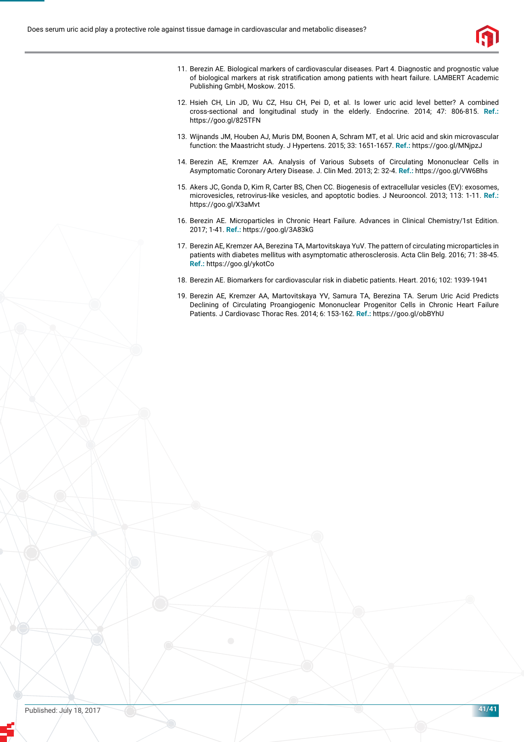11. Berezin AE. Biological markers of cardiovascular diseases. Part 4. Diagnostic and prognostic value of biological markers at risk stratification among patients with heart failure. LAMBERT Academic Publishing GmbH, Moskow. 2015.

12. Hsieh CH, Lin JD, Wu CZ, Hsu CH, Pei D, et al. Is lower uric acid level better? A combined cross-sectional and longitudinal study in the elderly. Endocrine. 2014; 47: 806-815. **Ref.:** https://goo.gl/825TFN

13. Wijnands JM, Houben AJ, Muris DM, Boonen A, Schram MT, et al. Uric acid and skin microvascular function: the Maastricht study. J Hypertens. 2015; 33: 1651-1657. **Ref.:** https://goo.gl/MNjpzJ

14. Berezin AE, Kremzer AA. Analysis of Various Subsets of Circulating Mononuclear Cells in Asymptomatic Coronary Artery Disease. J. Clin Med. 2013; 2: 32-4. **Ref.:** https://goo.gl/VW6Bhs

15. Akers JC, Gonda D, Kim R, Carter BS, Chen CC. Biogenesis of extracellular vesicles (EV): exosomes, microvesicles, retrovirus-like vesicles, and apoptotic bodies. J Neurooncol. 2013; 113: 1-11. **Ref.:** https://goo.gl/X3aMvt

16. Berezin AE. Microparticles in Chronic Heart Failure. Advances in Clinical Chemistry/1st Edition. 2017; 1-41. **Ref.:** https://goo.gl/3A83kG

17. Berezin AE, Kremzer AA, Berezina TA, Martovitskaya YuV. The pattern of circulating microparticles in patients with diabetes mellitus with asymptomatic atherosclerosis. Acta Clin Belg. 2016; 71: 38-45. **Ref.:** https://goo.gl/ykotCo

18. Berezin AE. Biomarkers for cardiovascular risk in diabetic patients. Heart. 2016; 102: 1939-1941

19. Berezin AE, Kremzer AA, Martovitskaya YV, Samura TA, Berezina TA. Serum Uric Acid Predicts Declining of Circulating Proangiogenic Mononuclear Progenitor Cells in Chronic Heart Failure Patients. J Cardiovasc Thorac Res. 2014; 6: 153-162. **Ref.:** https://goo.gl/obBYhU